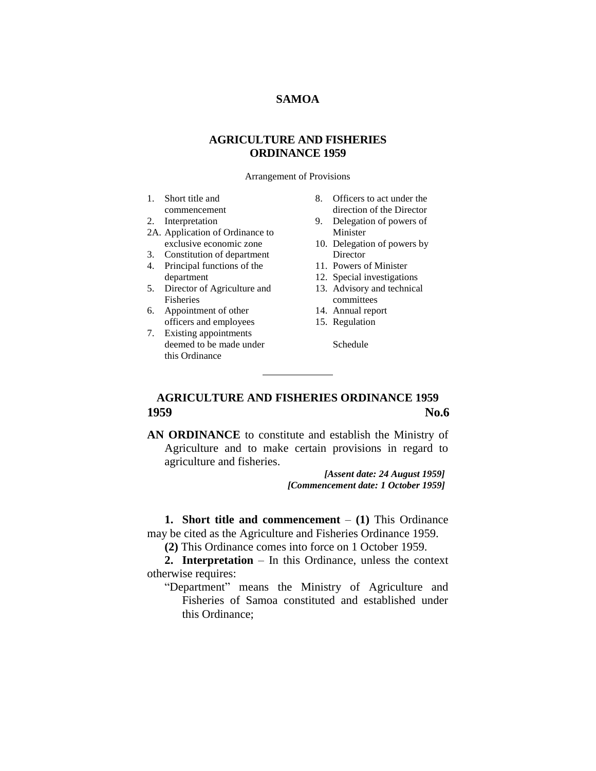# SAMOA

## AGRICULTURE AND FISHERIES ORDINANCE 1959

Arrangement of Provisions

1. Short title and commencement
2. Interpretation
2A. Application of Ordinance to exclusive economic zone
3. Constitution of department
4. Principal functions of the department
5. Director of Agriculture and Fisheries
6. Appointment of other officers and employees
7. Existing appointments deemed to be made under this Ordinance
8. Officers to act under the direction of the Director
9. Delegation of powers of Minister
10. Delegation of powers by Director
11. Powers of Minister
12. Special investigations
13. Advisory and technical committees
14. Annual report
15. Regulation

Schedule

---

## AGRICULTURE AND FISHERIES ORDINANCE 1959

**1959** **No.6**

**AN ORDINANCE** to constitute and establish the Ministry of Agriculture and to make certain provisions in regard to agriculture and fisheries.

***[Assent date: 24 August 1959]***
***[Commencement date: 1 October 1959]***

**1. Short title and commencement** – **(1)** This Ordinance may be cited as the Agriculture and Fisheries Ordinance 1959.

**(2)** This Ordinance comes into force on 1 October 1959.

**2. Interpretation** – In this Ordinance, unless the context otherwise requires:

"Department" means the Ministry of Agriculture and Fisheries of Samoa constituted and established under this Ordinance;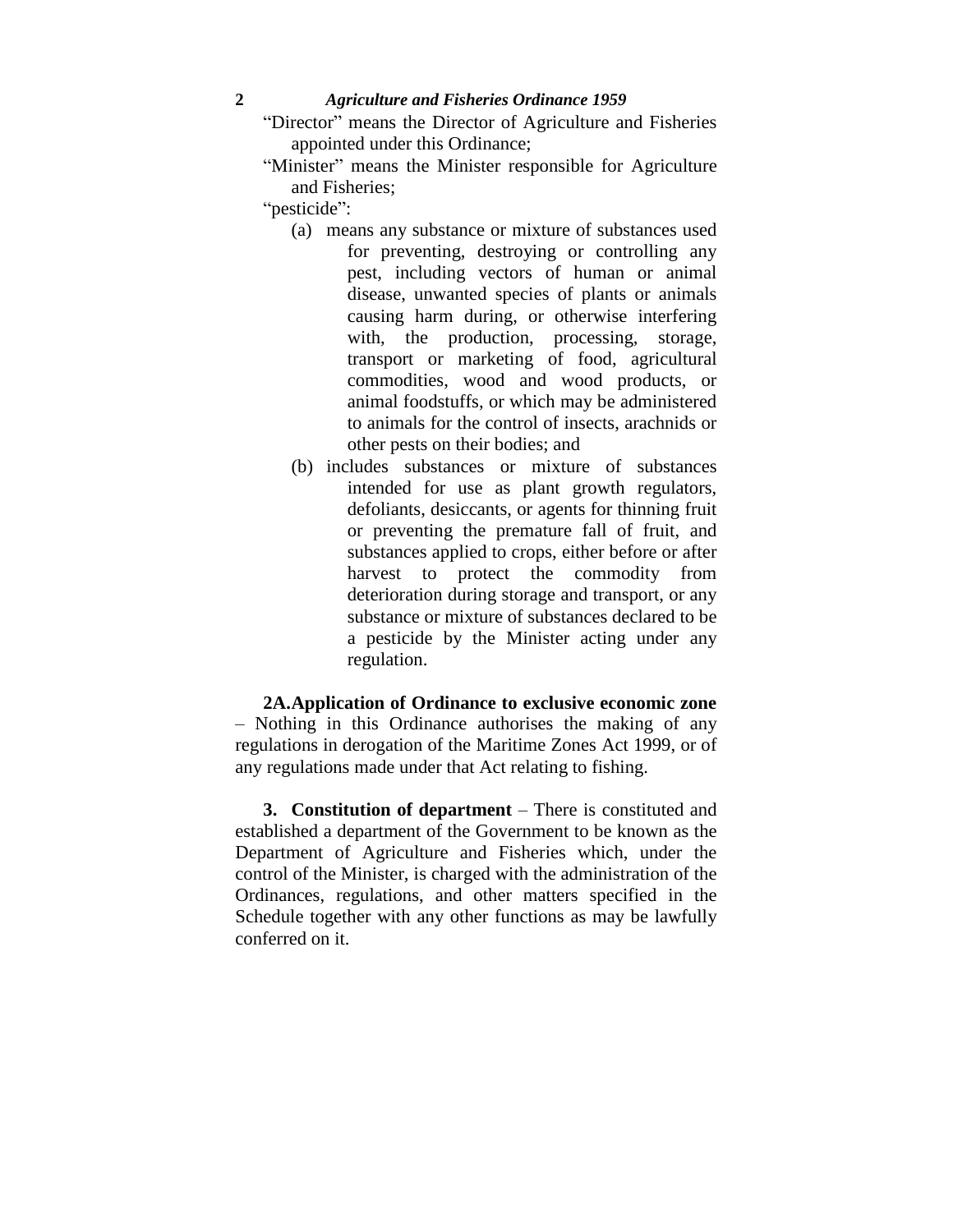"Director" means the Director of Agriculture and Fisheries appointed under this Ordinance;

"Minister" means the Minister responsible for Agriculture and Fisheries;

"pesticide":

(a) means any substance or mixture of substances used for preventing, destroying or controlling any pest, including vectors of human or animal disease, unwanted species of plants or animals causing harm during, or otherwise interfering with, the production, processing, storage, transport or marketing of food, agricultural commodities, wood and wood products, or animal foodstuffs, or which may be administered to animals for the control of insects, arachnids or other pests on their bodies; and

(b) includes substances or mixture of substances intended for use as plant growth regulators, defoliants, desiccants, or agents for thinning fruit or preventing the premature fall of fruit, and substances applied to crops, either before or after harvest to protect the commodity from deterioration during storage and transport, or any substance or mixture of substances declared to be a pesticide by the Minister acting under any regulation.

**2A. Application of Ordinance to exclusive economic zone** – Nothing in this Ordinance authorises the making of any regulations in derogation of the Maritime Zones Act 1999, or of any regulations made under that Act relating to fishing.

**3. Constitution of department** – There is constituted and established a department of the Government to be known as the Department of Agriculture and Fisheries which, under the control of the Minister, is charged with the administration of the Ordinances, regulations, and other matters specified in the Schedule together with any other functions as may be lawfully conferred on it.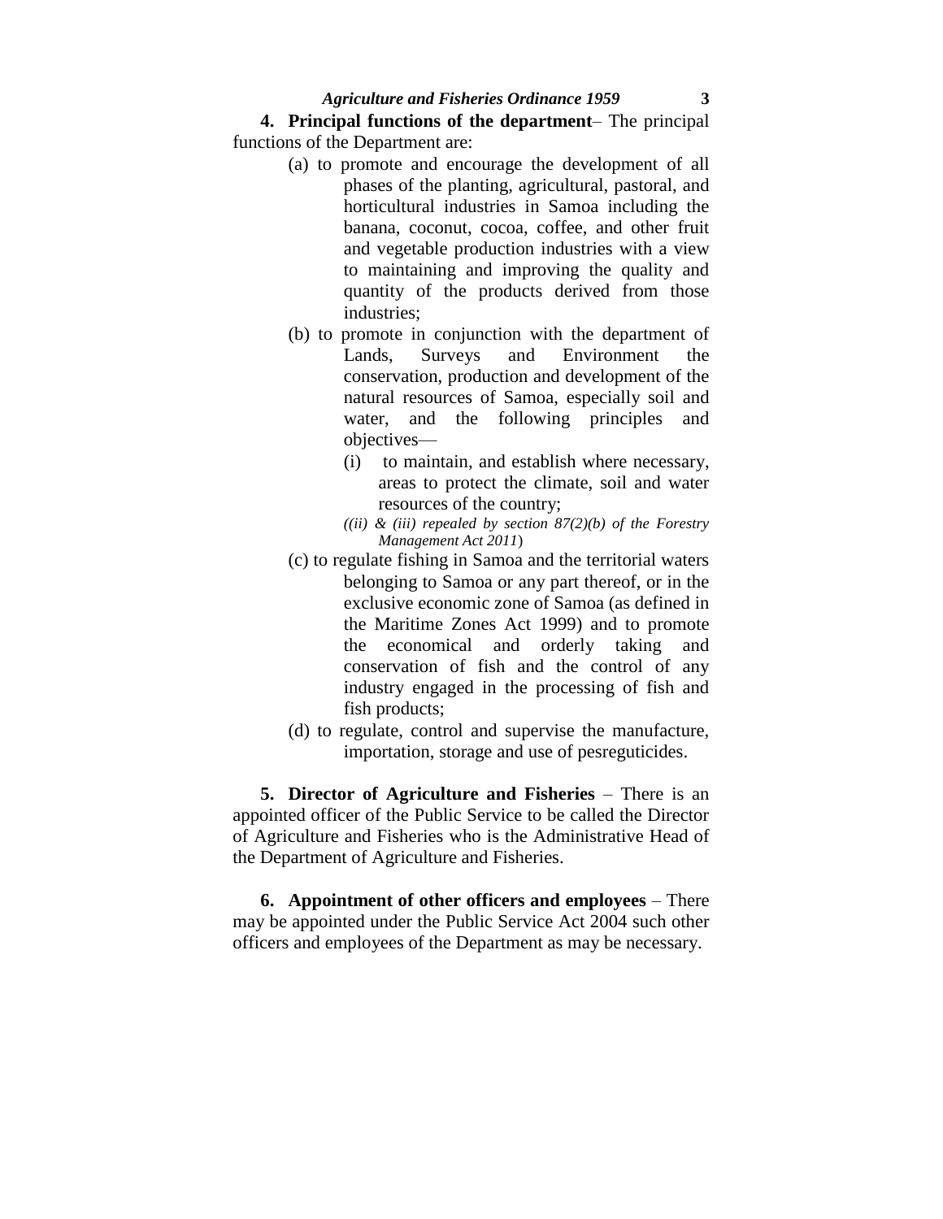**4. Principal functions of the department**– The principal functions of the Department are:

(a) to promote and encourage the development of all phases of the planting, agricultural, pastoral, and horticultural industries in Samoa including the banana, coconut, cocoa, coffee, and other fruit and vegetable production industries with a view to maintaining and improving the quality and quantity of the products derived from those industries;

(b) to promote in conjunction with the department of Lands, Surveys and Environment the conservation, production and development of the natural resources of Samoa, especially soil and water, and the following principles and objectives—

(i) to maintain, and establish where necessary, areas to protect the climate, soil and water resources of the country;

*((ii) & (iii) repealed by section 87(2)(b) of the Forestry Management Act 2011*)

(c) to regulate fishing in Samoa and the territorial waters belonging to Samoa or any part thereof, or in the exclusive economic zone of Samoa (as defined in the Maritime Zones Act 1999) and to promote the economical and orderly taking and conservation of fish and the control of any industry engaged in the processing of fish and fish products;

(d) to regulate, control and supervise the manufacture, importation, storage and use of pesreguticides.

**5. Director of Agriculture and Fisheries** – There is an appointed officer of the Public Service to be called the Director of Agriculture and Fisheries who is the Administrative Head of the Department of Agriculture and Fisheries.

**6. Appointment of other officers and employees** – There may be appointed under the Public Service Act 2004 such other officers and employees of the Department as may be necessary.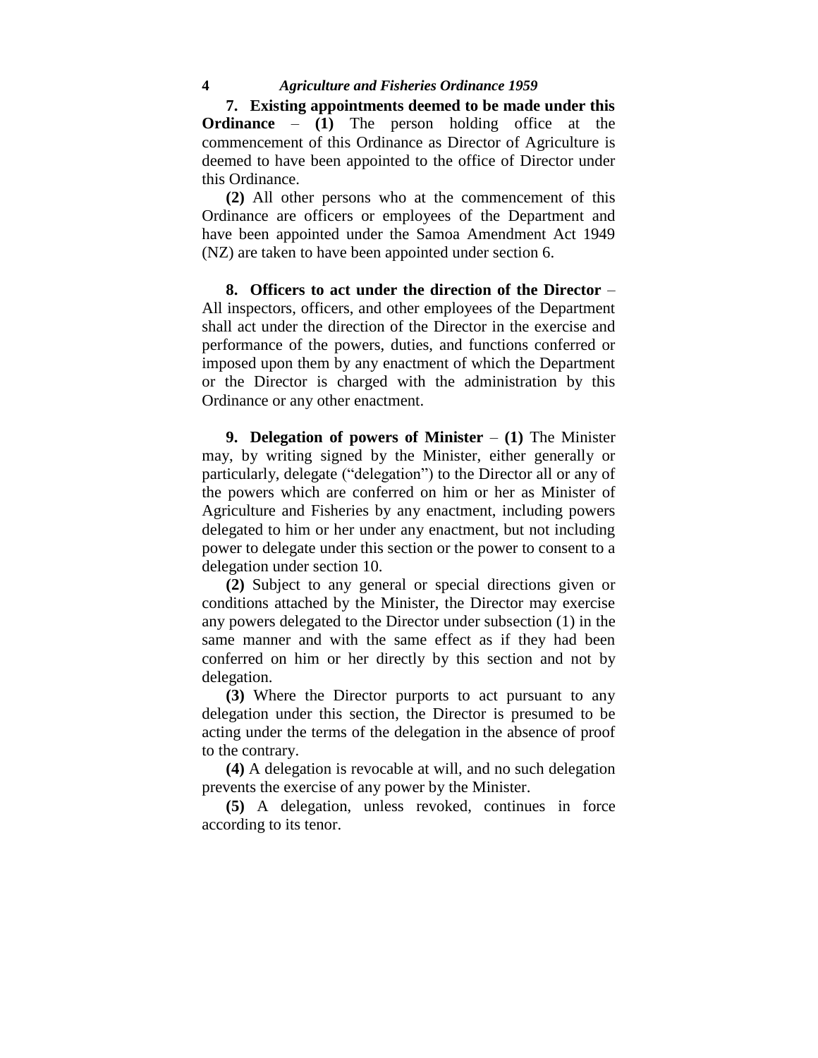**7. Existing appointments deemed to be made under this Ordinance** – **(1)** The person holding office at the commencement of this Ordinance as Director of Agriculture is deemed to have been appointed to the office of Director under this Ordinance.

**(2)** All other persons who at the commencement of this Ordinance are officers or employees of the Department and have been appointed under the Samoa Amendment Act 1949 (NZ) are taken to have been appointed under section 6.

**8. Officers to act under the direction of the Director** – All inspectors, officers, and other employees of the Department shall act under the direction of the Director in the exercise and performance of the powers, duties, and functions conferred or imposed upon them by any enactment of which the Department or the Director is charged with the administration by this Ordinance or any other enactment.

**9. Delegation of powers of Minister** – **(1)** The Minister may, by writing signed by the Minister, either generally or particularly, delegate ("delegation") to the Director all or any of the powers which are conferred on him or her as Minister of Agriculture and Fisheries by any enactment, including powers delegated to him or her under any enactment, but not including power to delegate under this section or the power to consent to a delegation under section 10.

**(2)** Subject to any general or special directions given or conditions attached by the Minister, the Director may exercise any powers delegated to the Director under subsection (1) in the same manner and with the same effect as if they had been conferred on him or her directly by this section and not by delegation.

**(3)** Where the Director purports to act pursuant to any delegation under this section, the Director is presumed to be acting under the terms of the delegation in the absence of proof to the contrary.

**(4)** A delegation is revocable at will, and no such delegation prevents the exercise of any power by the Minister.

**(5)** A delegation, unless revoked, continues in force according to its tenor.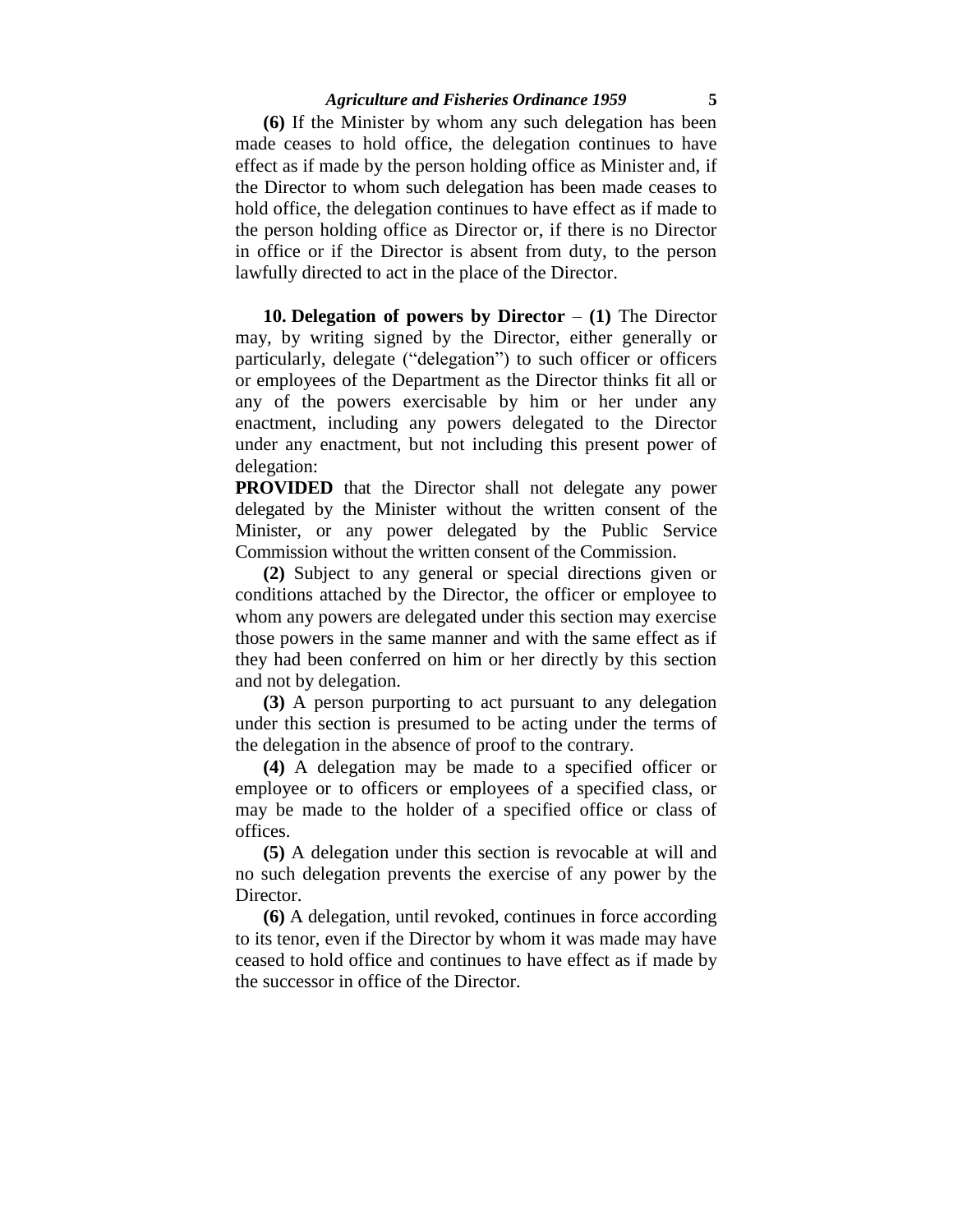**(6)** If the Minister by whom any such delegation has been made ceases to hold office, the delegation continues to have effect as if made by the person holding office as Minister and, if the Director to whom such delegation has been made ceases to hold office, the delegation continues to have effect as if made to the person holding office as Director or, if there is no Director in office or if the Director is absent from duty, to the person lawfully directed to act in the place of the Director.

**10. Delegation of powers by Director** – **(1)** The Director may, by writing signed by the Director, either generally or particularly, delegate ("delegation") to such officer or officers or employees of the Department as the Director thinks fit all or any of the powers exercisable by him or her under any enactment, including any powers delegated to the Director under any enactment, but not including this present power of delegation:

**PROVIDED** that the Director shall not delegate any power delegated by the Minister without the written consent of the Minister, or any power delegated by the Public Service Commission without the written consent of the Commission.

**(2)** Subject to any general or special directions given or conditions attached by the Director, the officer or employee to whom any powers are delegated under this section may exercise those powers in the same manner and with the same effect as if they had been conferred on him or her directly by this section and not by delegation.

**(3)** A person purporting to act pursuant to any delegation under this section is presumed to be acting under the terms of the delegation in the absence of proof to the contrary.

**(4)** A delegation may be made to a specified officer or employee or to officers or employees of a specified class, or may be made to the holder of a specified office or class of offices.

**(5)** A delegation under this section is revocable at will and no such delegation prevents the exercise of any power by the Director.

**(6)** A delegation, until revoked, continues in force according to its tenor, even if the Director by whom it was made may have ceased to hold office and continues to have effect as if made by the successor in office of the Director.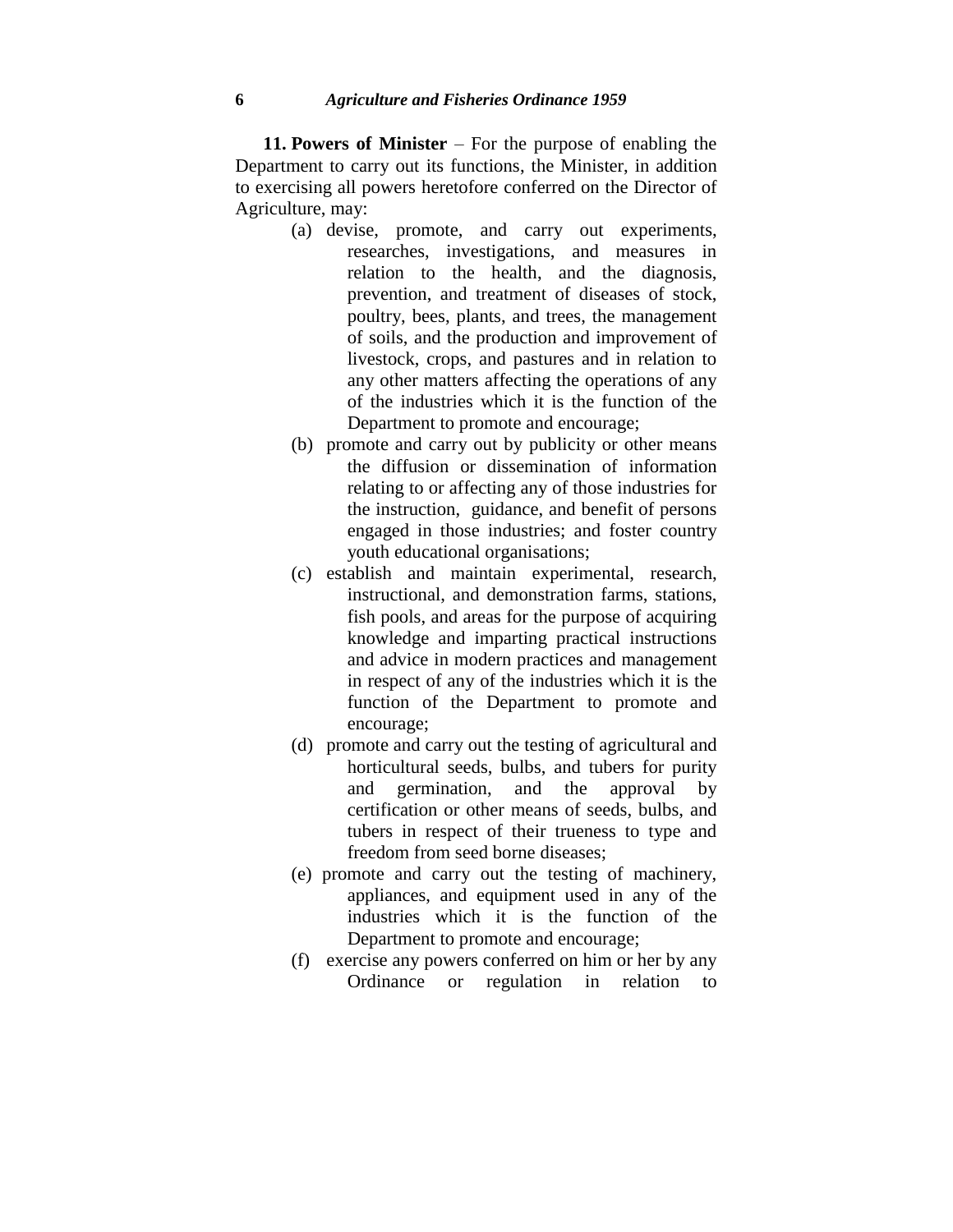**11. Powers of Minister** – For the purpose of enabling the Department to carry out its functions, the Minister, in addition to exercising all powers heretofore conferred on the Director of Agriculture, may:

(a) devise, promote, and carry out experiments, researches, investigations, and measures in relation to the health, and the diagnosis, prevention, and treatment of diseases of stock, poultry, bees, plants, and trees, the management of soils, and the production and improvement of livestock, crops, and pastures and in relation to any other matters affecting the operations of any of the industries which it is the function of the Department to promote and encourage;

(b) promote and carry out by publicity or other means the diffusion or dissemination of information relating to or affecting any of those industries for the instruction, guidance, and benefit of persons engaged in those industries; and foster country youth educational organisations;

(c) establish and maintain experimental, research, instructional, and demonstration farms, stations, fish pools, and areas for the purpose of acquiring knowledge and imparting practical instructions and advice in modern practices and management in respect of any of the industries which it is the function of the Department to promote and encourage;

(d) promote and carry out the testing of agricultural and horticultural seeds, bulbs, and tubers for purity and germination, and the approval by certification or other means of seeds, bulbs, and tubers in respect of their trueness to type and freedom from seed borne diseases;

(e) promote and carry out the testing of machinery, appliances, and equipment used in any of the industries which it is the function of the Department to promote and encourage;

(f) exercise any powers conferred on him or her by any Ordinance or regulation in relation to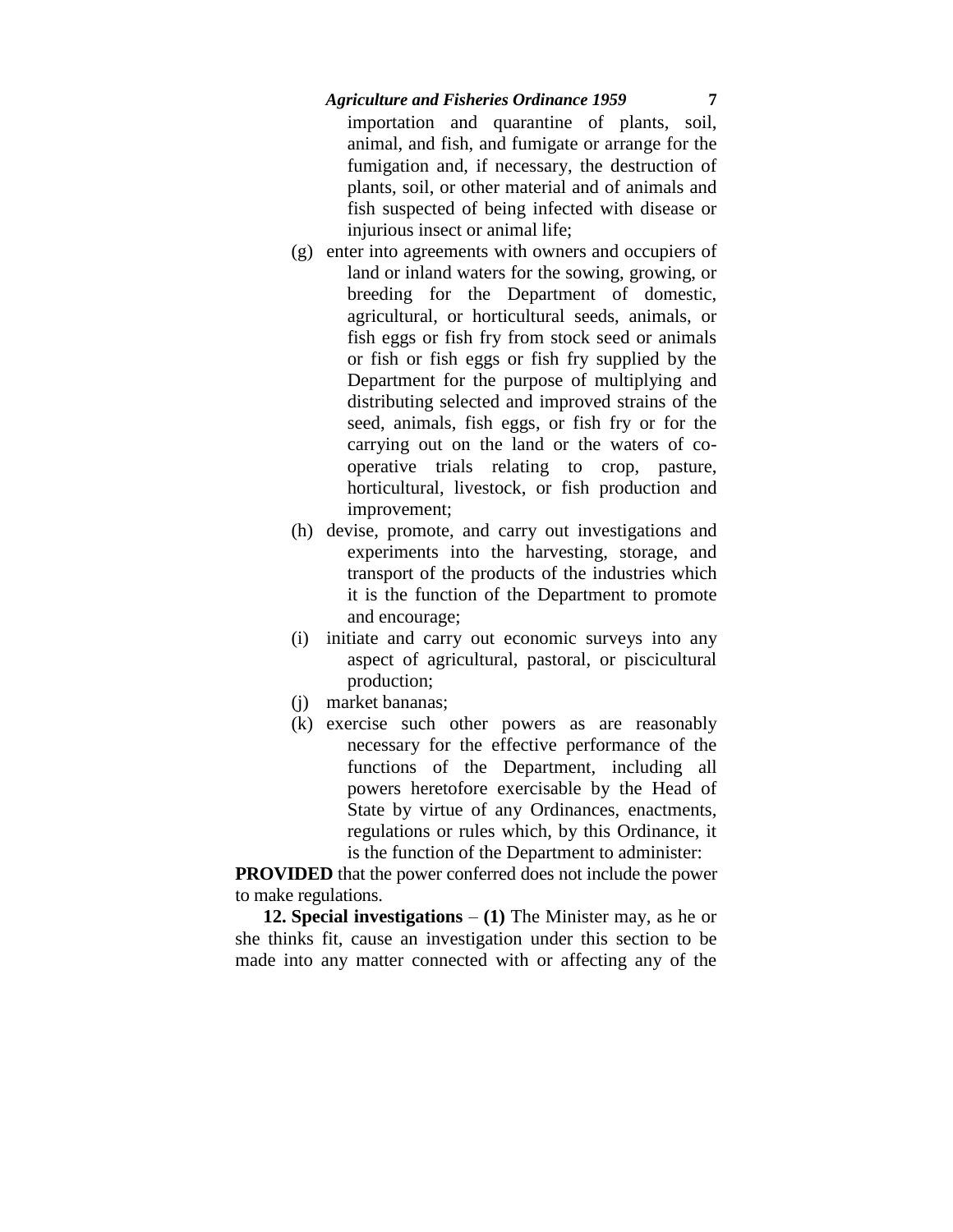importation and quarantine of plants, soil, animal, and fish, and fumigate or arrange for the fumigation and, if necessary, the destruction of plants, soil, or other material and of animals and fish suspected of being infected with disease or injurious insect or animal life;

(g) enter into agreements with owners and occupiers of land or inland waters for the sowing, growing, or breeding for the Department of domestic, agricultural, or horticultural seeds, animals, or fish eggs or fish fry from stock seed or animals or fish or fish eggs or fish fry supplied by the Department for the purpose of multiplying and distributing selected and improved strains of the seed, animals, fish eggs, or fish fry or for the carrying out on the land or the waters of co-operative trials relating to crop, pasture, horticultural, livestock, or fish production and improvement;

(h) devise, promote, and carry out investigations and experiments into the harvesting, storage, and transport of the products of the industries which it is the function of the Department to promote and encourage;

(i) initiate and carry out economic surveys into any aspect of agricultural, pastoral, or piscicultural production;

(j) market bananas;

(k) exercise such other powers as are reasonably necessary for the effective performance of the functions of the Department, including all powers heretofore exercisable by the Head of State by virtue of any Ordinances, enactments, regulations or rules which, by this Ordinance, it is the function of the Department to administer:

**PROVIDED** that the power conferred does not include the power to make regulations.

**12. Special investigations** – **(1)** The Minister may, as he or she thinks fit, cause an investigation under this section to be made into any matter connected with or affecting any of the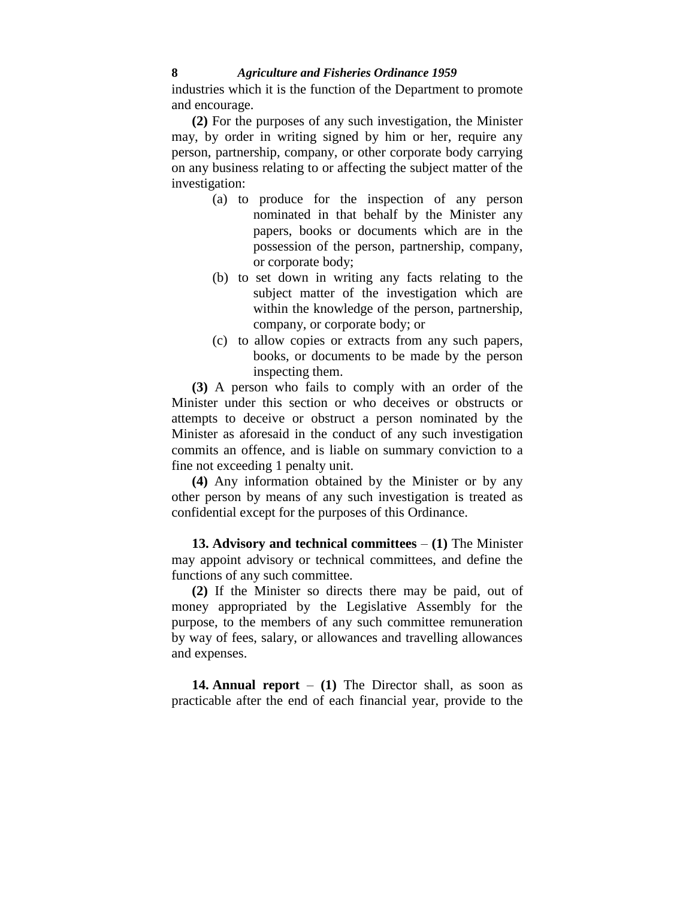industries which it is the function of the Department to promote and encourage.

**(2)** For the purposes of any such investigation, the Minister may, by order in writing signed by him or her, require any person, partnership, company, or other corporate body carrying on any business relating to or affecting the subject matter of the investigation:

(a) to produce for the inspection of any person nominated in that behalf by the Minister any papers, books or documents which are in the possession of the person, partnership, company, or corporate body;

(b) to set down in writing any facts relating to the subject matter of the investigation which are within the knowledge of the person, partnership, company, or corporate body; or

(c) to allow copies or extracts from any such papers, books, or documents to be made by the person inspecting them.

**(3)** A person who fails to comply with an order of the Minister under this section or who deceives or obstructs or attempts to deceive or obstruct a person nominated by the Minister as aforesaid in the conduct of any such investigation commits an offence, and is liable on summary conviction to a fine not exceeding 1 penalty unit.

**(4)** Any information obtained by the Minister or by any other person by means of any such investigation is treated as confidential except for the purposes of this Ordinance.

**13. Advisory and technical committees** – **(1)** The Minister may appoint advisory or technical committees, and define the functions of any such committee.

**(2)** If the Minister so directs there may be paid, out of money appropriated by the Legislative Assembly for the purpose, to the members of any such committee remuneration by way of fees, salary, or allowances and travelling allowances and expenses.

**14. Annual report** – **(1)** The Director shall, as soon as practicable after the end of each financial year, provide to the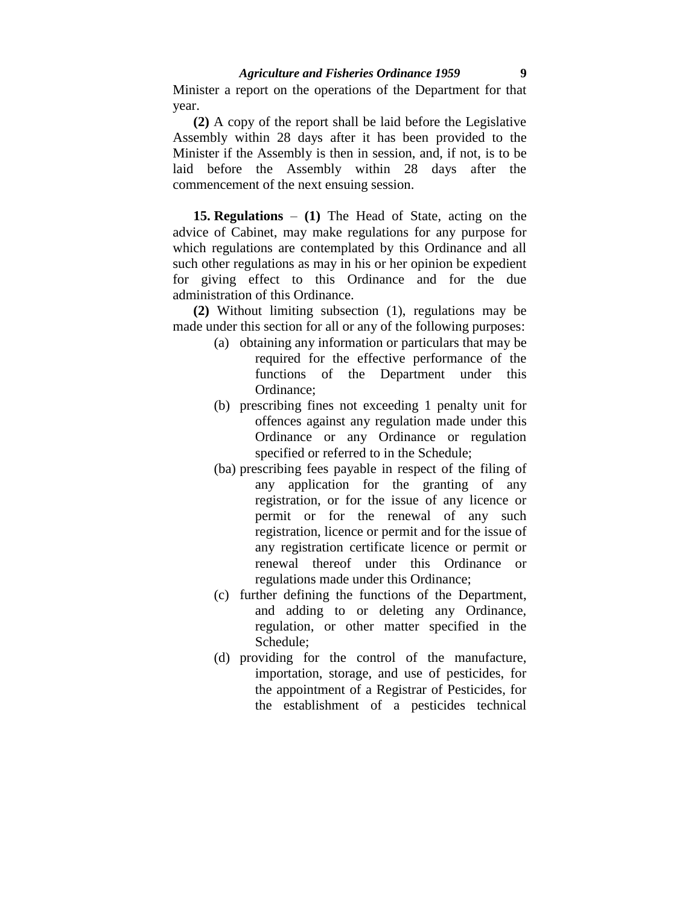Minister a report on the operations of the Department for that year.

**(2)** A copy of the report shall be laid before the Legislative Assembly within 28 days after it has been provided to the Minister if the Assembly is then in session, and, if not, is to be laid before the Assembly within 28 days after the commencement of the next ensuing session.

**15. Regulations** – **(1)** The Head of State, acting on the advice of Cabinet, may make regulations for any purpose for which regulations are contemplated by this Ordinance and all such other regulations as may in his or her opinion be expedient for giving effect to this Ordinance and for the due administration of this Ordinance.

**(2)** Without limiting subsection (1), regulations may be made under this section for all or any of the following purposes:

- (a) obtaining any information or particulars that may be required for the effective performance of the functions of the Department under this Ordinance;
- (b) prescribing fines not exceeding 1 penalty unit for offences against any regulation made under this Ordinance or any Ordinance or regulation specified or referred to in the Schedule;
- (ba) prescribing fees payable in respect of the filing of any application for the granting of any registration, or for the issue of any licence or permit or for the renewal of any such registration, licence or permit and for the issue of any registration certificate licence or permit or renewal thereof under this Ordinance or regulations made under this Ordinance;
- (c) further defining the functions of the Department, and adding to or deleting any Ordinance, regulation, or other matter specified in the Schedule;
- (d) providing for the control of the manufacture, importation, storage, and use of pesticides, for the appointment of a Registrar of Pesticides, for the establishment of a pesticides technical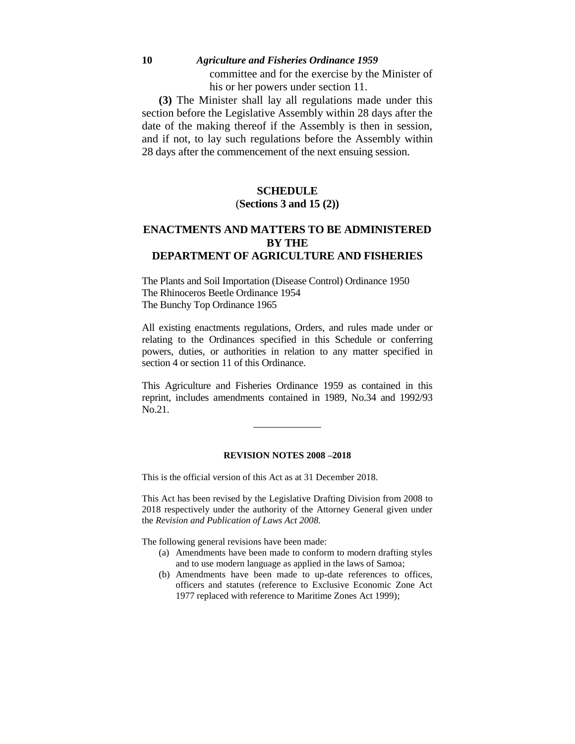committee and for the exercise by the Minister of his or her powers under section 11.

**(3)** The Minister shall lay all regulations made under this section before the Legislative Assembly within 28 days after the date of the making thereof if the Assembly is then in session, and if not, to lay such regulations before the Assembly within 28 days after the commencement of the next ensuing session.

## SCHEDULE
**(Sections 3 and 15 (2))**

## ENACTMENTS AND MATTERS TO BE ADMINISTERED BY THE DEPARTMENT OF AGRICULTURE AND FISHERIES

The Plants and Soil Importation (Disease Control) Ordinance 1950
The Rhinoceros Beetle Ordinance 1954
The Bunchy Top Ordinance 1965

All existing enactments regulations, Orders, and rules made under or relating to the Ordinances specified in this Schedule or conferring powers, duties, or authorities in relation to any matter specified in section 4 or section 11 of this Ordinance.

This Agriculture and Fisheries Ordinance 1959 as contained in this reprint, includes amendments contained in 1989, No.34 and 1992/93 No.21.

---

**REVISION NOTES 2008 –2018**

This is the official version of this Act as at 31 December 2018.

This Act has been revised by the Legislative Drafting Division from 2008 to 2018 respectively under the authority of the Attorney General given under the *Revision and Publication of Laws Act 2008.*

The following general revisions have been made:

(a) Amendments have been made to conform to modern drafting styles and to use modern language as applied in the laws of Samoa;
(b) Amendments have been made to up-date references to offices, officers and statutes (reference to Exclusive Economic Zone Act 1977 replaced with reference to Maritime Zones Act 1999);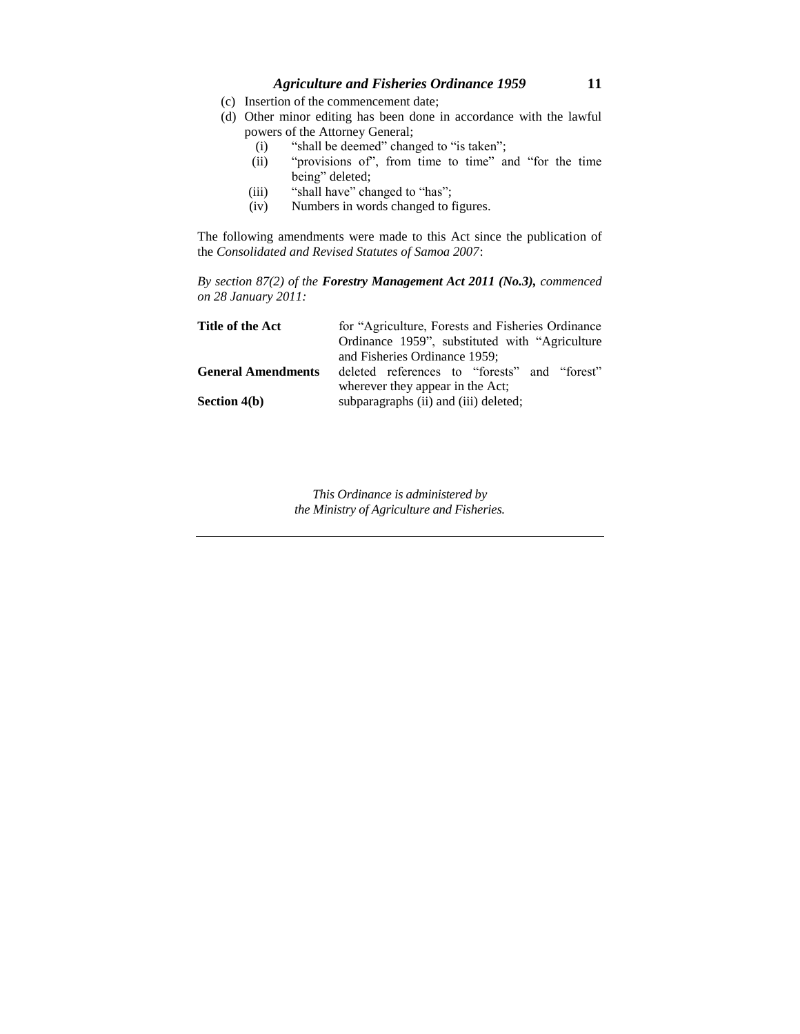(c) Insertion of the commencement date;

(d) Other minor editing has been done in accordance with the lawful powers of the Attorney General;

- (i) "shall be deemed" changed to "is taken";
- (ii) "provisions of", from time to time" and "for the time being" deleted;
- (iii) "shall have" changed to "has";
- (iv) Numbers in words changed to figures.

The following amendments were made to this Act since the publication of the *Consolidated and Revised Statutes of Samoa 2007*:

*By section 87(2) of the **Forestry Management Act 2011 (No.3),** commenced on 28 January 2011:*

| | |
|---|---|
| **Title of the Act** | for "Agriculture, Forests and Fisheries Ordinance Ordinance 1959", substituted with "Agriculture and Fisheries Ordinance 1959; |
| **General Amendments** | deleted references to "forests" and "forest" wherever they appear in the Act; |
| **Section 4(b)** | subparagraphs (ii) and (iii) deleted; |

*This Ordinance is administered by the Ministry of Agriculture and Fisheries.*